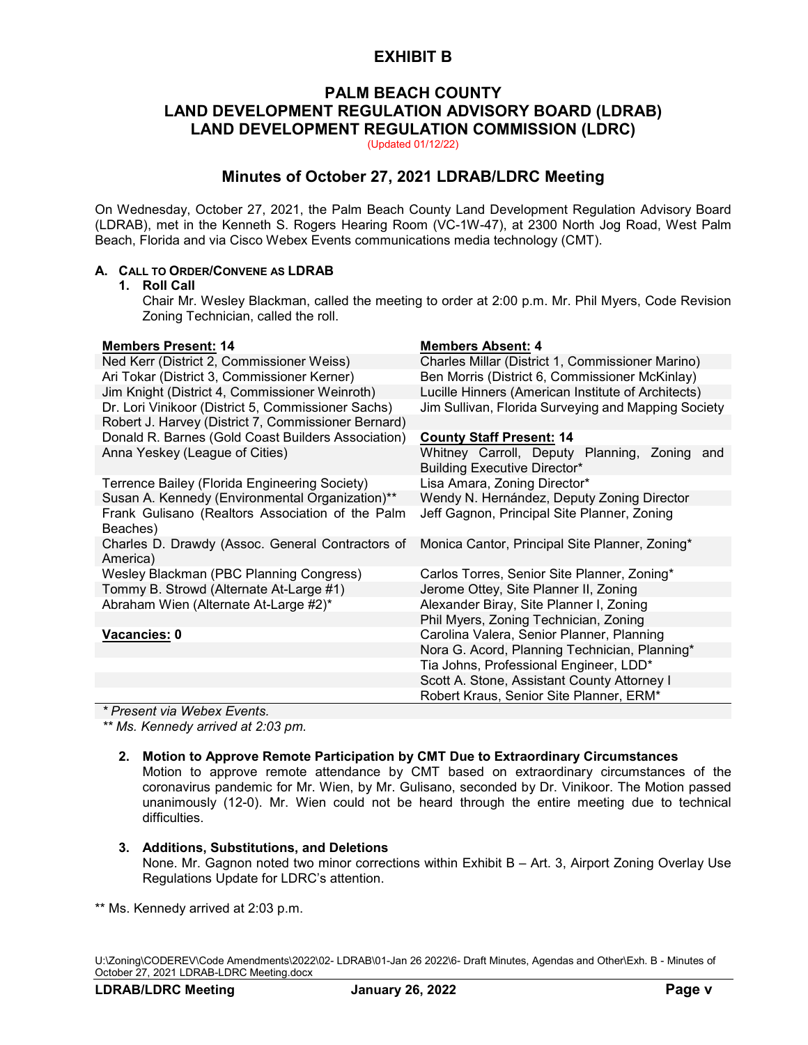# EXHIBIT B

## PALM BEACH COUNTY
## LAND DEVELOPMENT REGULATION ADVISORY BOARD (LDRAB)
## LAND DEVELOPMENT REGULATION COMMISSION (LDRC)

(Updated 01/12/22)

## Minutes of October 27, 2021 LDRAB/LDRC Meeting

On Wednesday, October 27, 2021, the Palm Beach County Land Development Regulation Advisory Board (LDRAB), met in the Kenneth S. Rogers Hearing Room (VC-1W-47), at 2300 North Jog Road, West Palm Beach, Florida and via Cisco Webex Events communications media technology (CMT).

### A. CALL TO ORDER/CONVENE AS LDRAB

**1. Roll Call**

Chair Mr. Wesley Blackman, called the meeting to order at 2:00 p.m. Mr. Phil Myers, Code Revision Zoning Technician, called the roll.

| **Members Present: 14** | **Members Absent: 4** |
|---|---|
| Ned Kerr (District 2, Commissioner Weiss) | Charles Millar (District 1, Commissioner Marino) |
| Ari Tokar (District 3, Commissioner Kerner) | Ben Morris (District 6, Commissioner McKinlay) |
| Jim Knight (District 4, Commissioner Weinroth) | Lucille Hinners (American Institute of Architects) |
| Dr. Lori Vinikoor (District 5, Commissioner Sachs) | Jim Sullivan, Florida Surveying and Mapping Society |
| Robert J. Harvey (District 7, Commissioner Bernard) | |
| Donald R. Barnes (Gold Coast Builders Association) | **County Staff Present: 14** |
| Anna Yeskey (League of Cities) | Whitney Carroll, Deputy Planning, Zoning and Building Executive Director* |
| Terrence Bailey (Florida Engineering Society) | Lisa Amara, Zoning Director* |
| Susan A. Kennedy (Environmental Organization)** | Wendy N. Hernández, Deputy Zoning Director |
| Frank Gulisano (Realtors Association of the Palm Beaches) | Jeff Gagnon, Principal Site Planner, Zoning |
| Charles D. Drawdy (Assoc. General Contractors of America) | Monica Cantor, Principal Site Planner, Zoning* |
| Wesley Blackman (PBC Planning Congress) | Carlos Torres, Senior Site Planner, Zoning* |
| Tommy B. Strowd (Alternate At-Large #1) | Jerome Ottey, Site Planner II, Zoning |
| Abraham Wien (Alternate At-Large #2)* | Alexander Biray, Site Planner I, Zoning |
| | Phil Myers, Zoning Technician, Zoning |
| **Vacancies: 0** | Carolina Valera, Senior Planner, Planning |
| | Nora G. Acord, Planning Technician, Planning* |
| | Tia Johns, Professional Engineer, LDD* |
| | Scott A. Stone, Assistant County Attorney I |
| | Robert Kraus, Senior Site Planner, ERM* |

*\* Present via Webex Events.*

*\*\* Ms. Kennedy arrived at 2:03 pm.*

**2. Motion to Approve Remote Participation by CMT Due to Extraordinary Circumstances**

Motion to approve remote attendance by CMT based on extraordinary circumstances of the coronavirus pandemic for Mr. Wien, by Mr. Gulisano, seconded by Dr. Vinikoor. The Motion passed unanimously (12-0). Mr. Wien could not be heard through the entire meeting due to technical difficulties.

**3. Additions, Substitutions, and Deletions**

None. Mr. Gagnon noted two minor corrections within Exhibit B – Art. 3, Airport Zoning Overlay Use Regulations Update for LDRC's attention.

** Ms. Kennedy arrived at 2:03 p.m.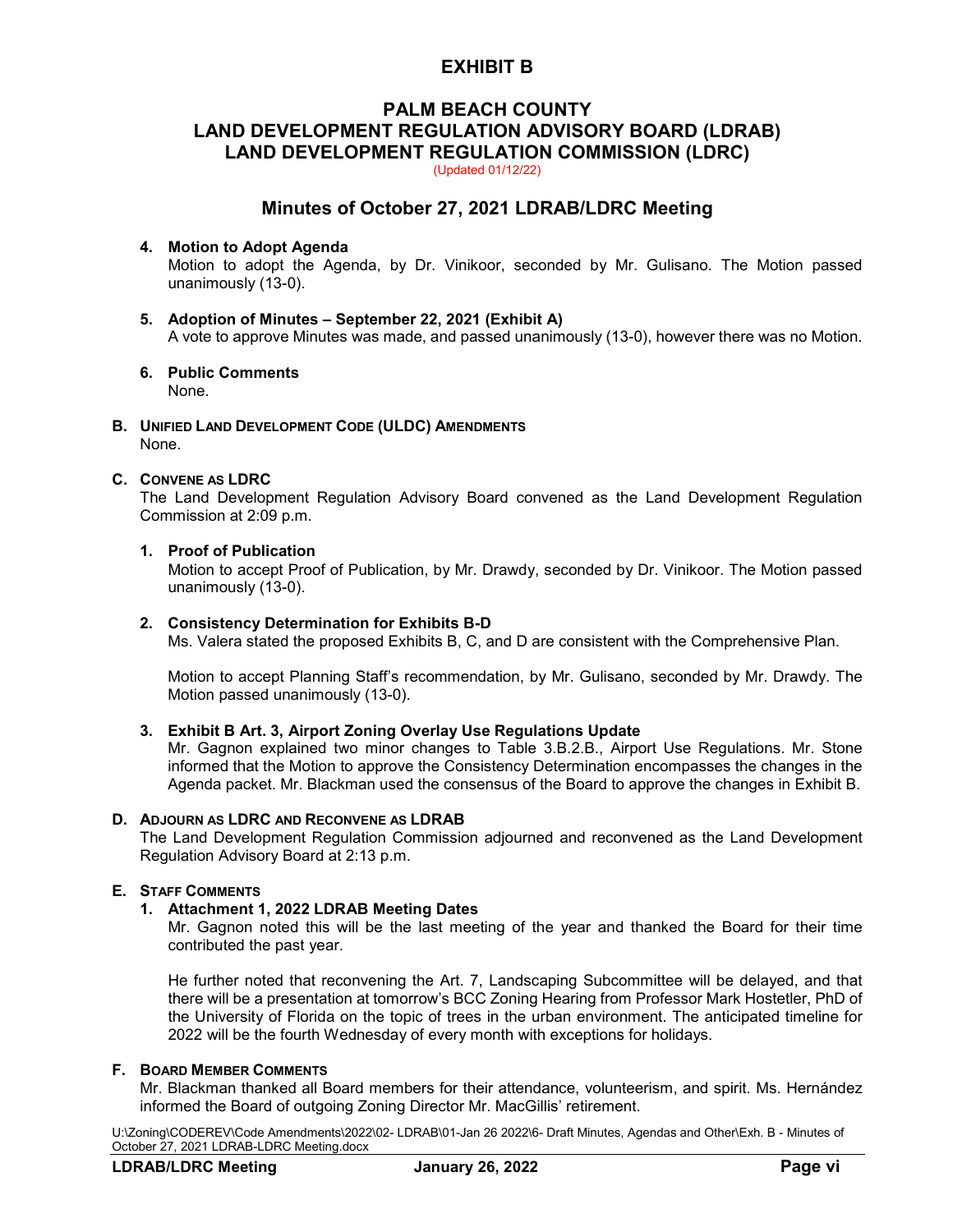# EXHIBIT B

## PALM BEACH COUNTY
## LAND DEVELOPMENT REGULATION ADVISORY BOARD (LDRAB)
## LAND DEVELOPMENT REGULATION COMMISSION (LDRC)

(Updated 01/12/22)

## Minutes of October 27, 2021 LDRAB/LDRC Meeting

**4. Motion to Adopt Agenda**

Motion to adopt the Agenda, by Dr. Vinikoor, seconded by Mr. Gulisano. The Motion passed unanimously (13-0).

**5. Adoption of Minutes – September 22, 2021 (Exhibit A)**

A vote to approve Minutes was made, and passed unanimously (13-0), however there was no Motion.

**6. Public Comments**

None.

**B. UNIFIED LAND DEVELOPMENT CODE (ULDC) AMENDMENTS**

None.

**C. CONVENE AS LDRC**

The Land Development Regulation Advisory Board convened as the Land Development Regulation Commission at 2:09 p.m.

**1. Proof of Publication**

Motion to accept Proof of Publication, by Mr. Drawdy, seconded by Dr. Vinikoor. The Motion passed unanimously (13-0).

**2. Consistency Determination for Exhibits B-D**

Ms. Valera stated the proposed Exhibits B, C, and D are consistent with the Comprehensive Plan.

Motion to accept Planning Staff's recommendation, by Mr. Gulisano, seconded by Mr. Drawdy. The Motion passed unanimously (13-0).

**3. Exhibit B Art. 3, Airport Zoning Overlay Use Regulations Update**

Mr. Gagnon explained two minor changes to Table 3.B.2.B., Airport Use Regulations. Mr. Stone informed that the Motion to approve the Consistency Determination encompasses the changes in the Agenda packet. Mr. Blackman used the consensus of the Board to approve the changes in Exhibit B.

**D. ADJOURN AS LDRC AND RECONVENE AS LDRAB**

The Land Development Regulation Commission adjourned and reconvened as the Land Development Regulation Advisory Board at 2:13 p.m.

**E. STAFF COMMENTS**

**1. Attachment 1, 2022 LDRAB Meeting Dates**

Mr. Gagnon noted this will be the last meeting of the year and thanked the Board for their time contributed the past year.

He further noted that reconvening the Art. 7, Landscaping Subcommittee will be delayed, and that there will be a presentation at tomorrow's BCC Zoning Hearing from Professor Mark Hostetler, PhD of the University of Florida on the topic of trees in the urban environment. The anticipated timeline for 2022 will be the fourth Wednesday of every month with exceptions for holidays.

**F. BOARD MEMBER COMMENTS**

Mr. Blackman thanked all Board members for their attendance, volunteerism, and spirit. Ms. Hernández informed the Board of outgoing Zoning Director Mr. MacGillis' retirement.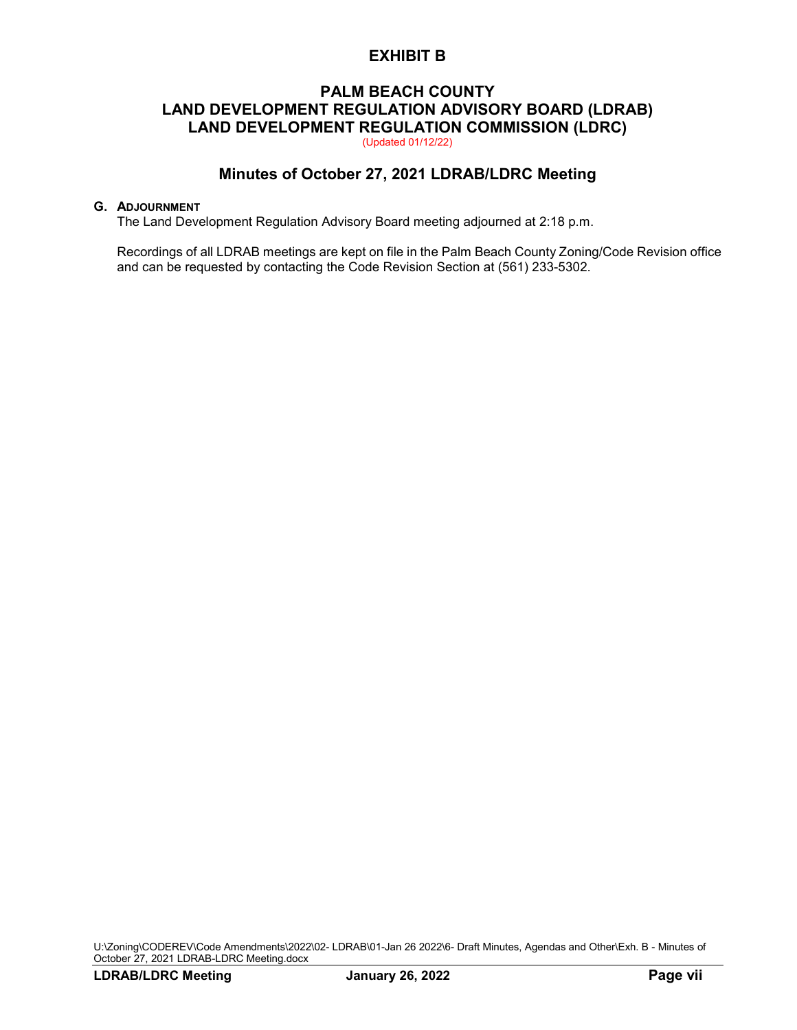# EXHIBIT B

## PALM BEACH COUNTY
## LAND DEVELOPMENT REGULATION ADVISORY BOARD (LDRAB)
## LAND DEVELOPMENT REGULATION COMMISSION (LDRC)

(Updated 01/12/22)

## Minutes of October 27, 2021 LDRAB/LDRC Meeting

**G. ADJOURNMENT**

The Land Development Regulation Advisory Board meeting adjourned at 2:18 p.m.

Recordings of all LDRAB meetings are kept on file in the Palm Beach County Zoning/Code Revision office and can be requested by contacting the Code Revision Section at (561) 233-5302.

U:\Zoning\CODEREV\Code Amendments\2022\02- LDRAB\01-Jan 26 2022\6- Draft Minutes, Agendas and Other\Exh. B - Minutes of October 27, 2021 LDRAB-LDRC Meeting.docx